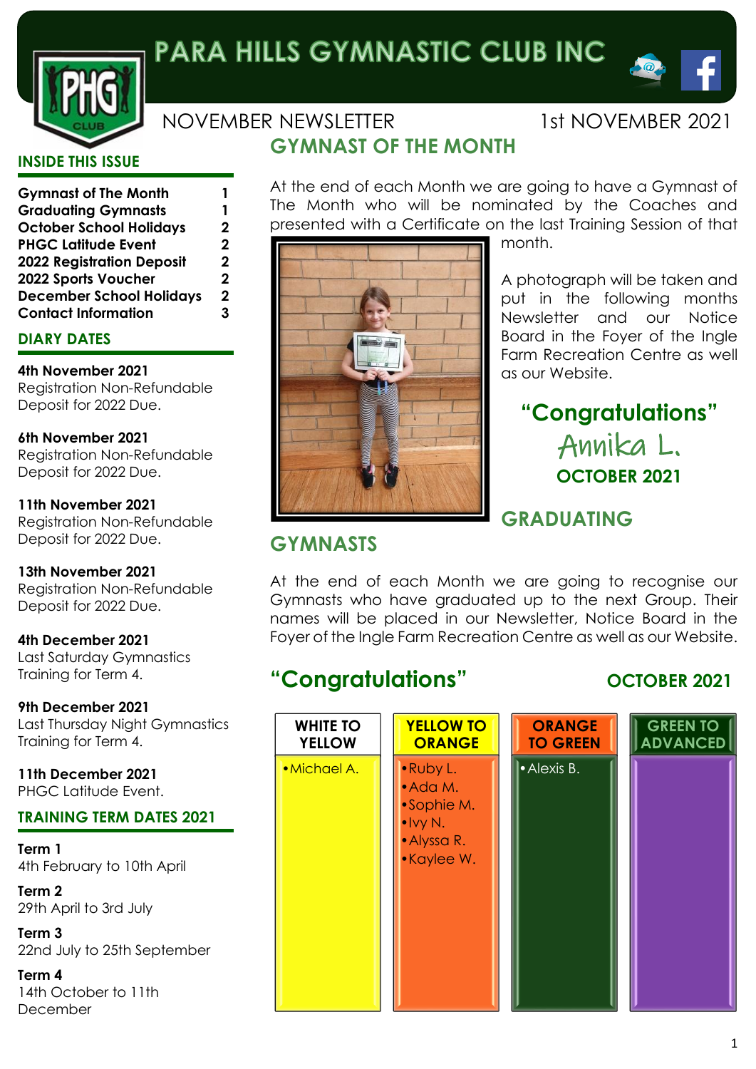# PARA HILLS GYMNASTIC CLUB INC

NOVEMBER NEWSLETTER — 1st NOVEMBER 2021

## INSIDE THIS ISSUE

| | |
|---|---|
| **Gymnast of The Month** | **1** |
| **Graduating Gymnasts** | **1** |
| **October School Holidays** | **2** |
| **PHGC Latitude Event** | **2** |
| **2022 Registration Deposit** | **2** |
| **2022 Sports Voucher** | **2** |
| **December School Holidays** | **2** |
| **Contact Information** | **3** |

## DIARY DATES

**4th November 2021**
Registration Non-Refundable Deposit for 2022 Due.

**6th November 2021**
Registration Non-Refundable Deposit for 2022 Due.

**11th November 2021**
Registration Non-Refundable Deposit for 2022 Due.

**13th November 2021**
Registration Non-Refundable Deposit for 2022 Due.

**4th December 2021**
Last Saturday Gymnastics Training for Term 4.

**9th December 2021**
Last Thursday Night Gymnastics Training for Term 4.

**11th December 2021**
PHGC Latitude Event.

## TRAINING TERM DATES 2021

**Term 1**
4th February to 10th April

**Term 2**
29th April to 3rd July

**Term 3**
22nd July to 25th September

**Term 4**
14th October to 11th December

## GYMNAST OF THE MONTH

At the end of each Month we are going to have a Gymnast of The Month who will be nominated by the Coaches and presented with a Certificate on the last Training Session of that month.

A photograph will be taken and put in the following months Newsletter and our Notice Board in the Foyer of the Ingle Farm Recreation Centre as well as our Website.

**"Congratulations"**

*Annika L.*

**OCTOBER 2021**

## GRADUATING GYMNASTS

At the end of each Month we are going to recognise our Gymnasts who have graduated up to the next Group. Their names will be placed in our Newsletter, Notice Board in the Foyer of the Ingle Farm Recreation Centre as well as our Website.

**"Congratulations"** — **OCTOBER 2021**

| WHITE TO YELLOW | YELLOW TO ORANGE | ORANGE TO GREEN | GREEN TO ADVANCED |
|---|---|---|---|
| • Michael A. | • Ruby L.<br>• Ada M.<br>• Sophie M.<br>• Ivy N.<br>• Alyssa R.<br>• Kaylee W. | • Alexis B. | |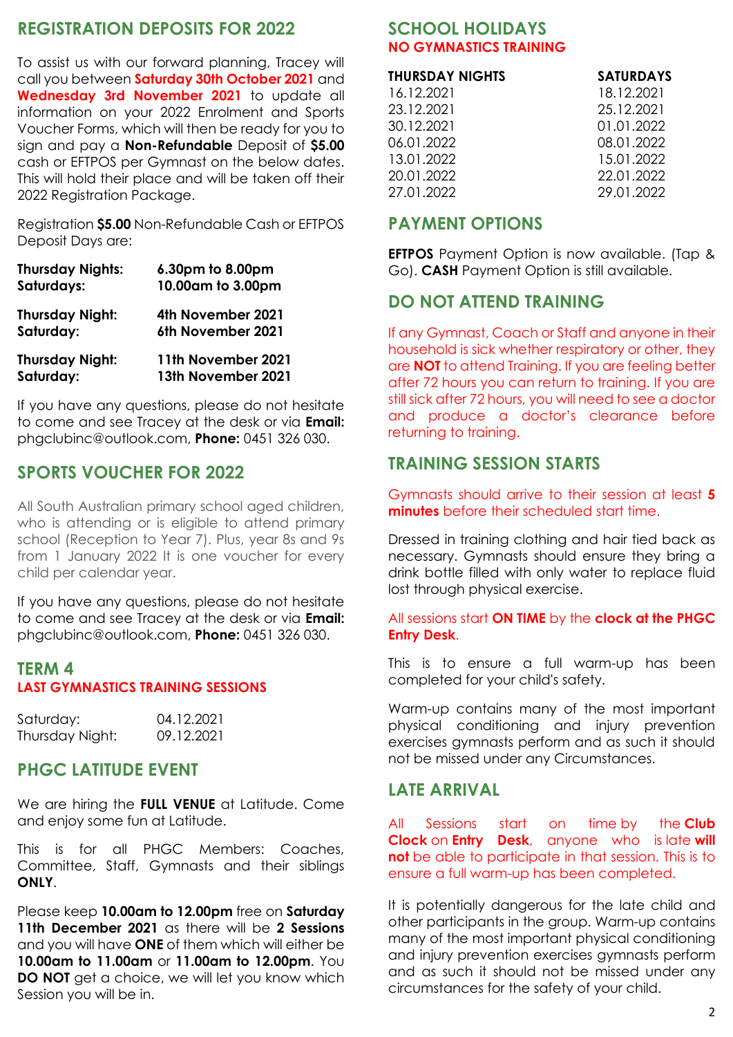## REGISTRATION DEPOSITS FOR 2022

To assist us with our forward planning, Tracey will call you between **Saturday 30th October 2021** and **Wednesday 3rd November 2021** to update all information on your 2022 Enrolment and Sports Voucher Forms, which will then be ready for you to sign and pay a **Non-Refundable** Deposit of **$5.00** cash or EFTPOS per Gymnast on the below dates. This will hold their place and will be taken off their 2022 Registration Package.

Registration **$5.00** Non-Refundable Cash or EFTPOS Deposit Days are:

| | |
|---|---|
| **Thursday Nights:** | **6.30pm to 8.00pm** |
| **Saturdays:** | **10.00am to 3.00pm** |
| **Thursday Night:** | **4th November 2021** |
| **Saturday:** | **6th November 2021** |
| **Thursday Night:** | **11th November 2021** |
| **Saturday:** | **13th November 2021** |

If you have any questions, please do not hesitate to come and see Tracey at the desk or via **Email:** phgclubinc@outlook.com, **Phone:** 0451 326 030.

## SPORTS VOUCHER FOR 2022

All South Australian primary school aged children, who is attending or is eligible to attend primary school (Reception to Year 7). Plus, year 8s and 9s from 1 January 2022 It is one voucher for every child per calendar year.

If you have any questions, please do not hesitate to come and see Tracey at the desk or via **Email:** phgclubinc@outlook.com, **Phone:** 0451 326 030.

## TERM 4
### LAST GYMNASTICS TRAINING SESSIONS

| | |
|---|---|
| Saturday: | 04.12.2021 |
| Thursday Night: | 09.12.2021 |

## PHGC LATITUDE EVENT

We are hiring the **FULL VENUE** at Latitude. Come and enjoy some fun at Latitude.

This is for all PHGC Members: Coaches, Committee, Staff, Gymnasts and their siblings **ONLY**.

Please keep **10.00am to 12.00pm** free on **Saturday 11th December 2021** as there will be **2 Sessions** and you will have **ONE** of them which will either be **10.00am to 11.00am** or **11.00am to 12.00pm**. You **DO NOT** get a choice, we will let you know which Session you will be in.

## SCHOOL HOLIDAYS
### NO GYMNASTICS TRAINING

| THURSDAY NIGHTS | SATURDAYS |
|---|---|
| 16.12.2021 | 18.12.2021 |
| 23.12.2021 | 25.12.2021 |
| 30.12.2021 | 01.01.2022 |
| 06.01.2022 | 08.01.2022 |
| 13.01.2022 | 15.01.2022 |
| 20.01.2022 | 22.01.2022 |
| 27.01.2022 | 29.01.2022 |

## PAYMENT OPTIONS

**EFTPOS** Payment Option is now available. (Tap & Go). **CASH** Payment Option is still available.

## DO NOT ATTEND TRAINING

If any Gymnast, Coach or Staff and anyone in their household is sick whether respiratory or other, they are **NOT** to attend Training. If you are feeling better after 72 hours you can return to training. If you are still sick after 72 hours, you will need to see a doctor and produce a doctor's clearance before returning to training.

## TRAINING SESSION STARTS

Gymnasts should arrive to their session at least **5 minutes** before their scheduled start time.

Dressed in training clothing and hair tied back as necessary. Gymnasts should ensure they bring a drink bottle filled with only water to replace fluid lost through physical exercise.

All sessions start **ON TIME** by the **clock at the PHGC Entry Desk**.

This is to ensure a full warm-up has been completed for your child's safety.

Warm-up contains many of the most important physical conditioning and injury prevention exercises gymnasts perform and as such it should not be missed under any Circumstances.

## LATE ARRIVAL

All Sessions start on time by the **Club Clock** on **Entry Desk**, anyone who is late **will not** be able to participate in that session. This is to ensure a full warm-up has been completed.

It is potentially dangerous for the late child and other participants in the group. Warm-up contains many of the most important physical conditioning and injury prevention exercises gymnasts perform and as such it should not be missed under any circumstances for the safety of your child.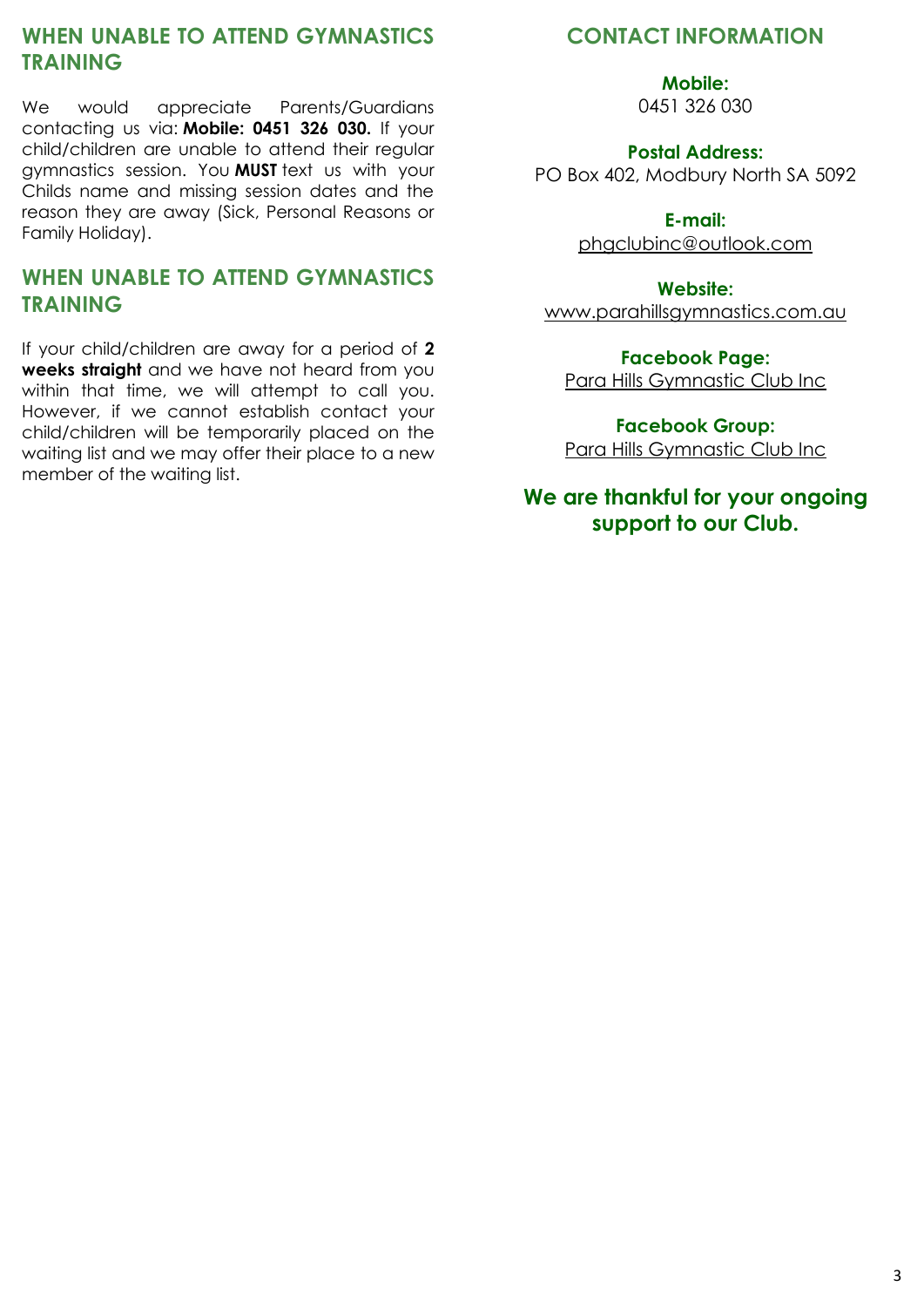## WHEN UNABLE TO ATTEND GYMNASTICS TRAINING

We would appreciate Parents/Guardians contacting us via: **Mobile: 0451 326 030.** If your child/children are unable to attend their regular gymnastics session. You **MUST** text us with your Childs name and missing session dates and the reason they are away (Sick, Personal Reasons or Family Holiday).

## WHEN UNABLE TO ATTEND GYMNASTICS TRAINING

If your child/children are away for a period of **2 weeks straight** and we have not heard from you within that time, we will attempt to call you. However, if we cannot establish contact your child/children will be temporarily placed on the waiting list and we may offer their place to a new member of the waiting list.

## CONTACT INFORMATION

**Mobile:**
0451 326 030

**Postal Address:**
PO Box 402, Modbury North SA 5092

**E-mail:**
phgclubinc@outlook.com

**Website:**
www.parahillsgymnastics.com.au

**Facebook Page:**
Para Hills Gymnastic Club Inc

**Facebook Group:**
Para Hills Gymnastic Club Inc

**We are thankful for your ongoing support to our Club.**